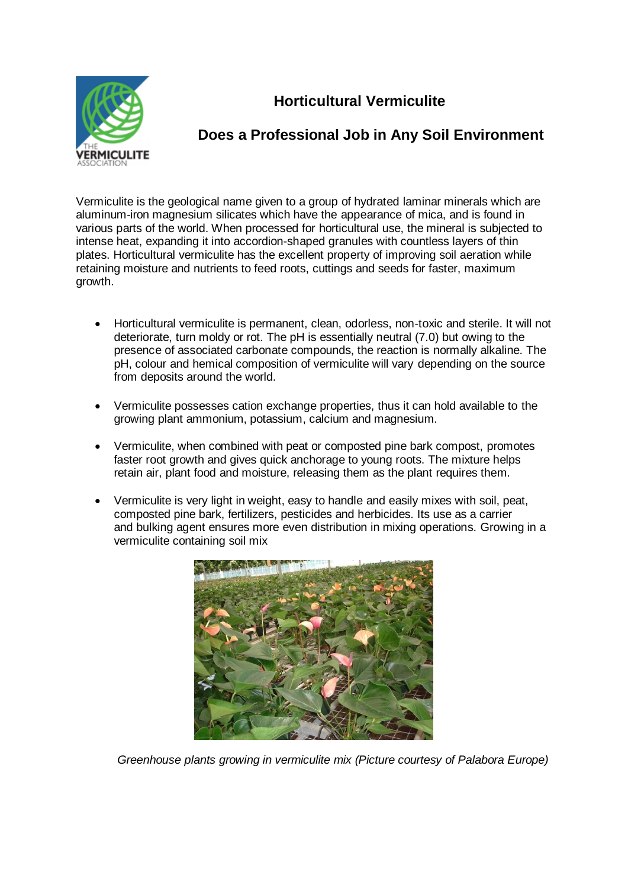# Horticultural Vermiculite

## Does a Professional Job in Any Soil Environment

Vermiculite is the geological name given to a group of hydrated laminar minerals which are aluminum-iron magnesium silicates which have the appearance of mica, and is found in various parts of the world. When processed for horticultural use, the mineral is subjected to intense heat, expanding it into accordion-shaped granules with countless layers of thin plates. Horticultural vermiculite has the excellent property of improving soil aeration while retaining moisture and nutrients to feed roots, cuttings and seeds for faster, maximum growth.

- Horticultural vermiculite is permanent, clean, odorless, non-toxic and sterile. It will not deteriorate, turn moldy or rot. The pH is essentially neutral (7.0) but owing to the presence of associated carbonate compounds, the reaction is normally alkaline. The pH, colour and hemical composition of vermiculite will vary depending on the source from deposits around the world.

- Vermiculite possesses cation exchange properties, thus it can hold available to the growing plant ammonium, potassium, calcium and magnesium.

- Vermiculite, when combined with peat or composted pine bark compost, promotes faster root growth and gives quick anchorage to young roots. The mixture helps retain air, plant food and moisture, releasing them as the plant requires them.

- Vermiculite is very light in weight, easy to handle and easily mixes with soil, peat, composted pine bark, fertilizers, pesticides and herbicides. Its use as a carrier and bulking agent ensures more even distribution in mixing operations. Growing in a vermiculite containing soil mix

*Greenhouse plants growing in vermiculite mix (Picture courtesy of Palabora Europe)*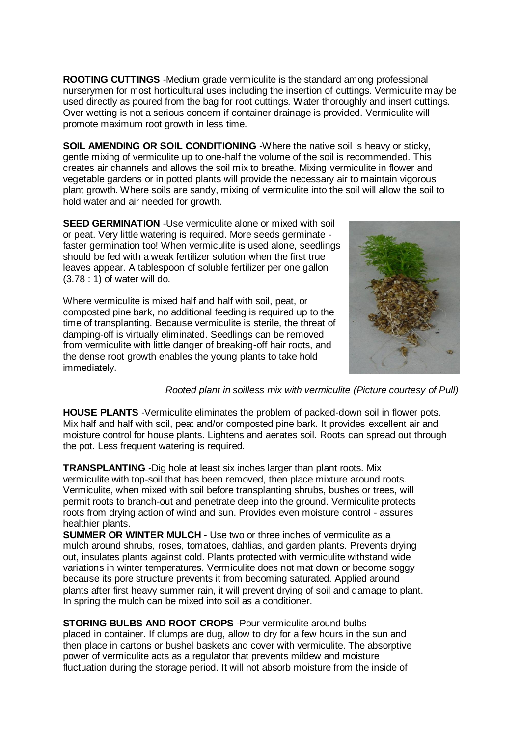**ROOTING CUTTINGS** -Medium grade vermiculite is the standard among professional nurserymen for most horticultural uses including the insertion of cuttings. Vermiculite may be used directly as poured from the bag for root cuttings. Water thoroughly and insert cuttings. Over wetting is not a serious concern if container drainage is provided. Vermiculite will promote maximum root growth in less time.

**SOIL AMENDING OR SOIL CONDITIONING** -Where the native soil is heavy or sticky, gentle mixing of vermiculite up to one-half the volume of the soil is recommended. This creates air channels and allows the soil mix to breathe. Mixing vermiculite in flower and vegetable gardens or in potted plants will provide the necessary air to maintain vigorous plant growth. Where soils are sandy, mixing of vermiculite into the soil will allow the soil to hold water and air needed for growth.

**SEED GERMINATION** -Use vermiculite alone or mixed with soil or peat. Very little watering is required. More seeds germinate - faster germination too! When vermiculite is used alone, seedlings should be fed with a weak fertilizer solution when the first true leaves appear. A tablespoon of soluble fertilizer per one gallon (3.78 : 1) of water will do.

Where vermiculite is mixed half and half with soil, peat, or composted pine bark, no additional feeding is required up to the time of transplanting. Because vermiculite is sterile, the threat of damping-off is virtually eliminated. Seedlings can be removed from vermiculite with little danger of breaking-off hair roots, and the dense root growth enables the young plants to take hold immediately.

*Rooted plant in soilless mix with vermiculite (Picture courtesy of Pull)*

**HOUSE PLANTS** -Vermiculite eliminates the problem of packed-down soil in flower pots. Mix half and half with soil, peat and/or composted pine bark. It provides excellent air and moisture control for house plants. Lightens and aerates soil. Roots can spread out through the pot. Less frequent watering is required.

**TRANSPLANTING** -Dig hole at least six inches larger than plant roots. Mix vermiculite with top-soil that has been removed, then place mixture around roots. Vermiculite, when mixed with soil before transplanting shrubs, bushes or trees, will permit roots to branch-out and penetrate deep into the ground. Vermiculite protects roots from drying action of wind and sun. Provides even moisture control - assures healthier plants.

**SUMMER OR WINTER MULCH** - Use two or three inches of vermiculite as a mulch around shrubs, roses, tomatoes, dahlias, and garden plants. Prevents drying out, insulates plants against cold. Plants protected with vermiculite withstand wide variations in winter temperatures. Vermiculite does not mat down or become soggy because its pore structure prevents it from becoming saturated. Applied around plants after first heavy summer rain, it will prevent drying of soil and damage to plant. In spring the mulch can be mixed into soil as a conditioner.

**STORING BULBS AND ROOT CROPS** -Pour vermiculite around bulbs placed in container. If clumps are dug, allow to dry for a few hours in the sun and then place in cartons or bushel baskets and cover with vermiculite. The absorptive power of vermiculite acts as a regulator that prevents mildew and moisture fluctuation during the storage period. It will not absorb moisture from the inside of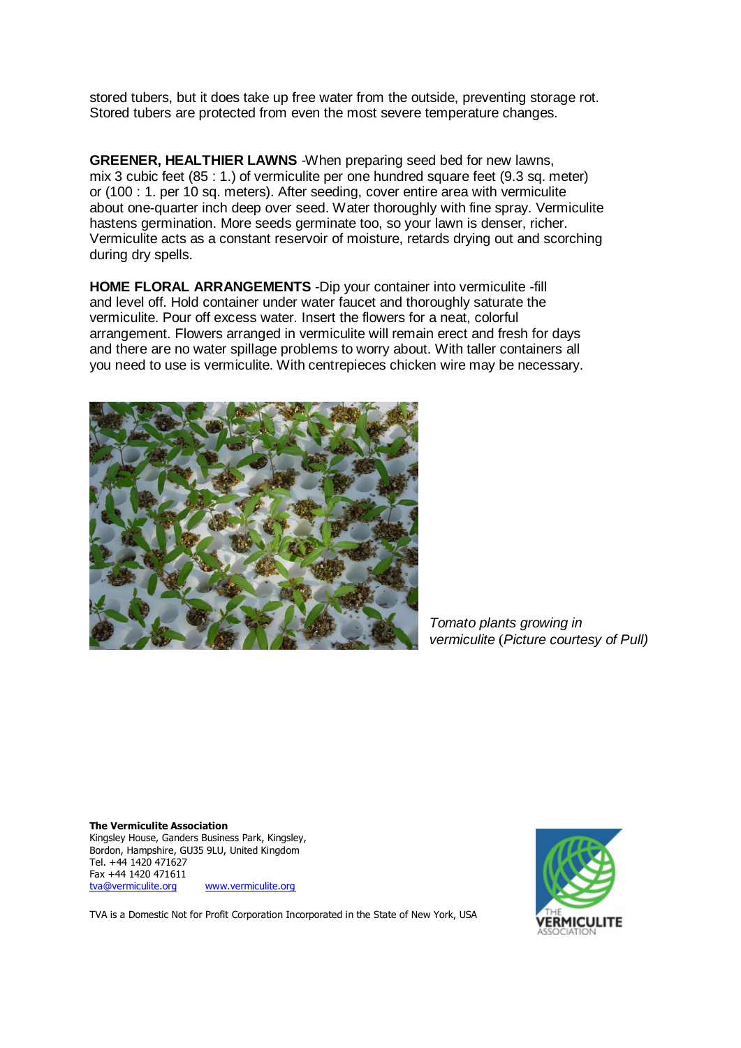stored tubers, but it does take up free water from the outside, preventing storage rot. Stored tubers are protected from even the most severe temperature changes.

**GREENER, HEALTHIER LAWNS** -When preparing seed bed for new lawns, mix 3 cubic feet (85 : 1.) of vermiculite per one hundred square feet (9.3 sq. meter) or (100 : 1. per 10 sq. meters). After seeding, cover entire area with vermiculite about one-quarter inch deep over seed. Water thoroughly with fine spray. Vermiculite hastens germination. More seeds germinate too, so your lawn is denser, richer. Vermiculite acts as a constant reservoir of moisture, retards drying out and scorching during dry spells.

**HOME FLORAL ARRANGEMENTS** -Dip your container into vermiculite -fill and level off. Hold container under water faucet and thoroughly saturate the vermiculite. Pour off excess water. Insert the flowers for a neat, colorful arrangement. Flowers arranged in vermiculite will remain erect and fresh for days and there are no water spillage problems to worry about. With taller containers all you need to use is vermiculite. With centrepieces chicken wire may be necessary.

*Tomato plants growing in vermiculite (Picture courtesy of Pull)*

**The Vermiculite Association**
Kingsley House, Ganders Business Park, Kingsley,
Bordon, Hampshire, GU35 9LU, United Kingdom
Tel. +44 1420 471627
Fax +44 1420 471611
tva@vermiculite.org www.vermiculite.org

TVA is a Domestic Not for Profit Corporation Incorporated in the State of New York, USA